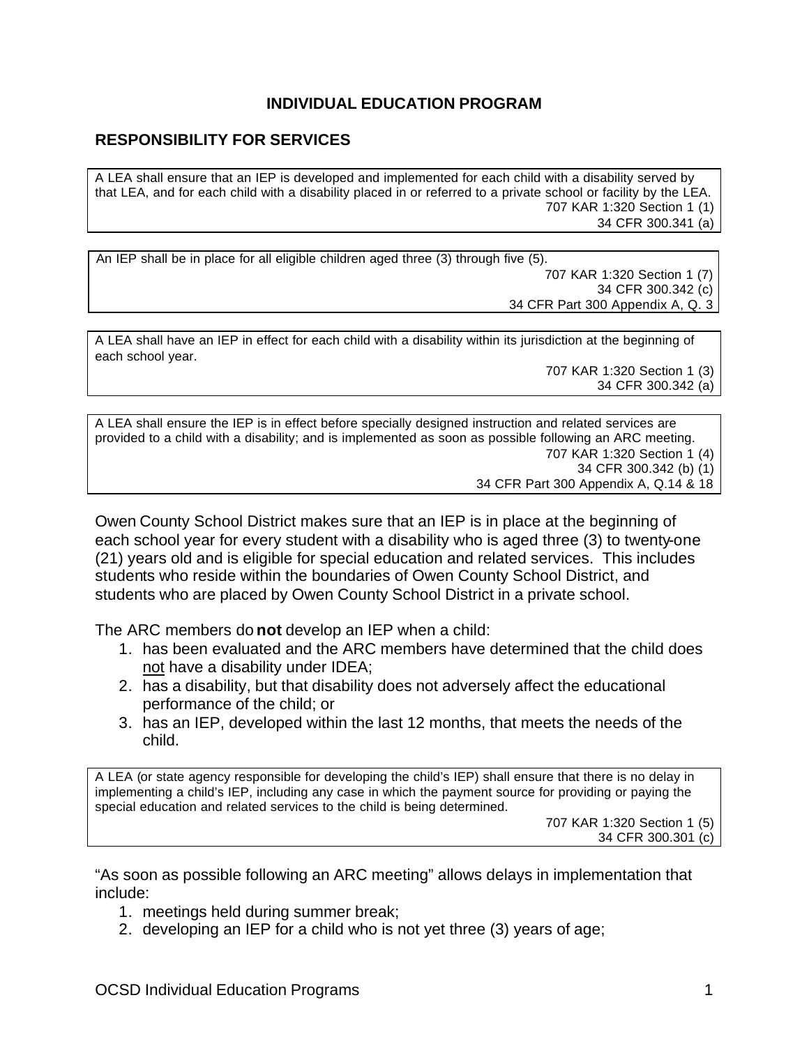# INDIVIDUAL EDUCATION PROGRAM

## RESPONSIBILITY FOR SERVICES

> A LEA shall ensure that an IEP is developed and implemented for each child with a disability served by that LEA, and for each child with a disability placed in or referred to a private school or facility by the LEA.
>
> 707 KAR 1:320 Section 1 (1)
> 34 CFR 300.341 (a)

> An IEP shall be in place for all eligible children aged three (3) through five (5).
>
> 707 KAR 1:320 Section 1 (7)
> 34 CFR 300.342 (c)
> 34 CFR Part 300 Appendix A, Q. 3

> A LEA shall have an IEP in effect for each child with a disability within its jurisdiction at the beginning of each school year.
>
> 707 KAR 1:320 Section 1 (3)
> 34 CFR 300.342 (a)

> A LEA shall ensure the IEP is in effect before specially designed instruction and related services are provided to a child with a disability; and is implemented as soon as possible following an ARC meeting.
>
> 707 KAR 1:320 Section 1 (4)
> 34 CFR 300.342 (b) (1)
> 34 CFR Part 300 Appendix A, Q.14 & 18

Owen County School District makes sure that an IEP is in place at the beginning of each school year for every student with a disability who is aged three (3) to twenty-one (21) years old and is eligible for special education and related services. This includes students who reside within the boundaries of Owen County School District, and students who are placed by Owen County School District in a private school.

The ARC members do **not** develop an IEP when a child:

1. has been evaluated and the ARC members have determined that the child does not have a disability under IDEA;
2. has a disability, but that disability does not adversely affect the educational performance of the child; or
3. has an IEP, developed within the last 12 months, that meets the needs of the child.

> A LEA (or state agency responsible for developing the child's IEP) shall ensure that there is no delay in implementing a child's IEP, including any case in which the payment source for providing or paying the special education and related services to the child is being determined.
>
> 707 KAR 1:320 Section 1 (5)
> 34 CFR 300.301 (c)

"As soon as possible following an ARC meeting" allows delays in implementation that include:

1. meetings held during summer break;
2. developing an IEP for a child who is not yet three (3) years of age;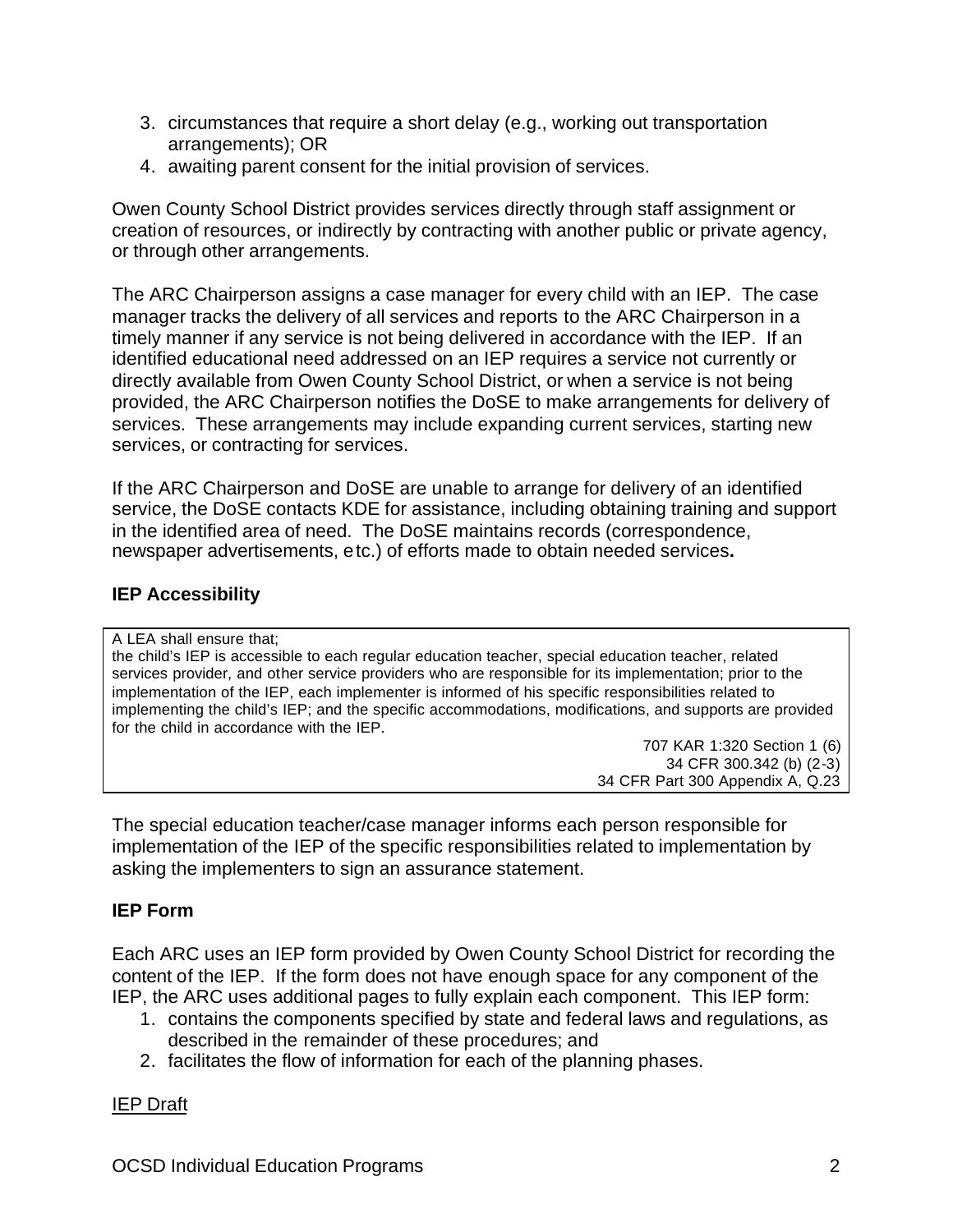3. circumstances that require a short delay (e.g., working out transportation arrangements); OR
4. awaiting parent consent for the initial provision of services.

Owen County School District provides services directly through staff assignment or creation of resources, or indirectly by contracting with another public or private agency, or through other arrangements.

The ARC Chairperson assigns a case manager for every child with an IEP. The case manager tracks the delivery of all services and reports to the ARC Chairperson in a timely manner if any service is not being delivered in accordance with the IEP. If an identified educational need addressed on an IEP requires a service not currently or directly available from Owen County School District, or when a service is not being provided, the ARC Chairperson notifies the DoSE to make arrangements for delivery of services. These arrangements may include expanding current services, starting new services, or contracting for services.

If the ARC Chairperson and DoSE are unable to arrange for delivery of an identified service, the DoSE contacts KDE for assistance, including obtaining training and support in the identified area of need. The DoSE maintains records (correspondence, newspaper advertisements, etc.) of efforts made to obtain needed services**.**

## IEP Accessibility

> A LEA shall ensure that;
> the child's IEP is accessible to each regular education teacher, special education teacher, related services provider, and other service providers who are responsible for its implementation; prior to the implementation of the IEP, each implementer is informed of his specific responsibilities related to implementing the child's IEP; and the specific accommodations, modifications, and supports are provided for the child in accordance with the IEP.
>
> 707 KAR 1:320 Section 1 (6)
> 34 CFR 300.342 (b) (2-3)
> 34 CFR Part 300 Appendix A, Q.23

The special education teacher/case manager informs each person responsible for implementation of the IEP of the specific responsibilities related to implementation by asking the implementers to sign an assurance statement.

## IEP Form

Each ARC uses an IEP form provided by Owen County School District for recording the content of the IEP. If the form does not have enough space for any component of the IEP, the ARC uses additional pages to fully explain each component. This IEP form:

1. contains the components specified by state and federal laws and regulations, as described in the remainder of these procedures; and
2. facilitates the flow of information for each of the planning phases.

<u>IEP Draft</u>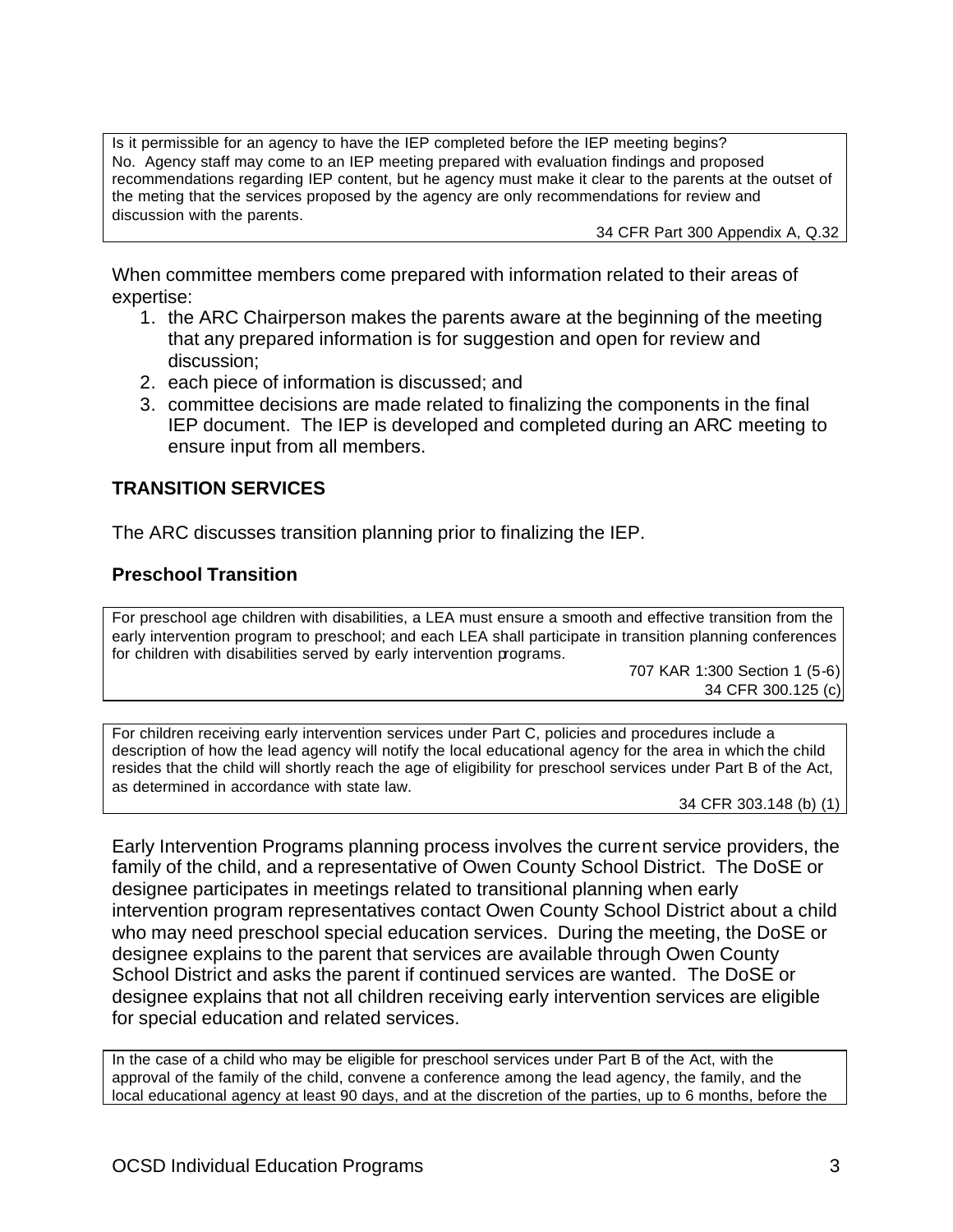Is it permissible for an agency to have the IEP completed before the IEP meeting begins?
No. Agency staff may come to an IEP meeting prepared with evaluation findings and proposed recommendations regarding IEP content, but he agency must make it clear to the parents at the outset of the meting that the services proposed by the agency are only recommendations for review and discussion with the parents.

34 CFR Part 300 Appendix A, Q.32

When committee members come prepared with information related to their areas of expertise:

1. the ARC Chairperson makes the parents aware at the beginning of the meeting that any prepared information is for suggestion and open for review and discussion;
2. each piece of information is discussed; and
3. committee decisions are made related to finalizing the components in the final IEP document. The IEP is developed and completed during an ARC meeting to ensure input from all members.

### TRANSITION SERVICES

The ARC discusses transition planning prior to finalizing the IEP.

#### Preschool Transition

For preschool age children with disabilities, a LEA must ensure a smooth and effective transition from the early intervention program to preschool; and each LEA shall participate in transition planning conferences for children with disabilities served by early intervention programs.

707 KAR 1:300 Section 1 (5-6)
34 CFR 300.125 (c)

For children receiving early intervention services under Part C, policies and procedures include a description of how the lead agency will notify the local educational agency for the area in which the child resides that the child will shortly reach the age of eligibility for preschool services under Part B of the Act, as determined in accordance with state law.

34 CFR 303.148 (b) (1)

Early Intervention Programs planning process involves the current service providers, the family of the child, and a representative of Owen County School District. The DoSE or designee participates in meetings related to transitional planning when early intervention program representatives contact Owen County School District about a child who may need preschool special education services. During the meeting, the DoSE or designee explains to the parent that services are available through Owen County School District and asks the parent if continued services are wanted. The DoSE or designee explains that not all children receiving early intervention services are eligible for special education and related services.

In the case of a child who may be eligible for preschool services under Part B of the Act, with the approval of the family of the child, convene a conference among the lead agency, the family, and the local educational agency at least 90 days, and at the discretion of the parties, up to 6 months, before the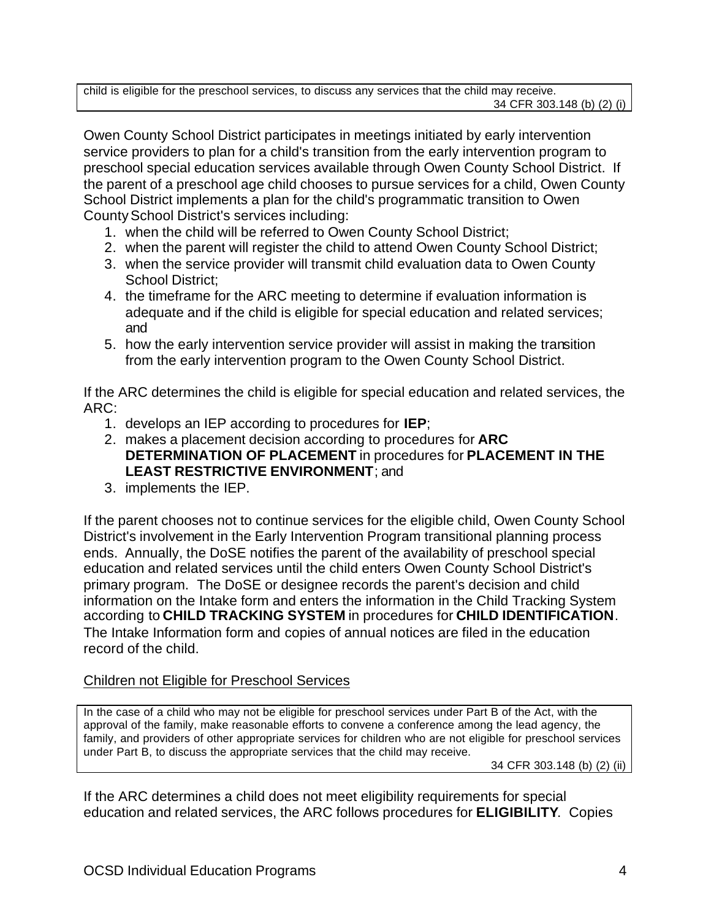> child is eligible for the preschool services, to discuss any services that the child may receive.
>
> 34 CFR 303.148 (b) (2) (i)

Owen County School District participates in meetings initiated by early intervention service providers to plan for a child's transition from the early intervention program to preschool special education services available through Owen County School District. If the parent of a preschool age child chooses to pursue services for a child, Owen County School District implements a plan for the child's programmatic transition to Owen County School District's services including:

1. when the child will be referred to Owen County School District;
2. when the parent will register the child to attend Owen County School District;
3. when the service provider will transmit child evaluation data to Owen County School District;
4. the timeframe for the ARC meeting to determine if evaluation information is adequate and if the child is eligible for special education and related services; and
5. how the early intervention service provider will assist in making the transition from the early intervention program to the Owen County School District.

If the ARC determines the child is eligible for special education and related services, the ARC:

1. develops an IEP according to procedures for **IEP**;
2. makes a placement decision according to procedures for **ARC DETERMINATION OF PLACEMENT** in procedures for **PLACEMENT IN THE LEAST RESTRICTIVE ENVIRONMENT**; and
3. implements the IEP.

If the parent chooses not to continue services for the eligible child, Owen County School District's involvement in the Early Intervention Program transitional planning process ends. Annually, the DoSE notifies the parent of the availability of preschool special education and related services until the child enters Owen County School District's primary program. The DoSE or designee records the parent's decision and child information on the Intake form and enters the information in the Child Tracking System according to **CHILD TRACKING SYSTEM** in procedures for **CHILD IDENTIFICATION**. The Intake Information form and copies of annual notices are filed in the education record of the child.

<u>Children not Eligible for Preschool Services</u>

> In the case of a child who may not be eligible for preschool services under Part B of the Act, with the approval of the family, make reasonable efforts to convene a conference among the lead agency, the family, and providers of other appropriate services for children who are not eligible for preschool services under Part B, to discuss the appropriate services that the child may receive.
>
> 34 CFR 303.148 (b) (2) (ii)

If the ARC determines a child does not meet eligibility requirements for special education and related services, the ARC follows procedures for **ELIGIBILITY**. Copies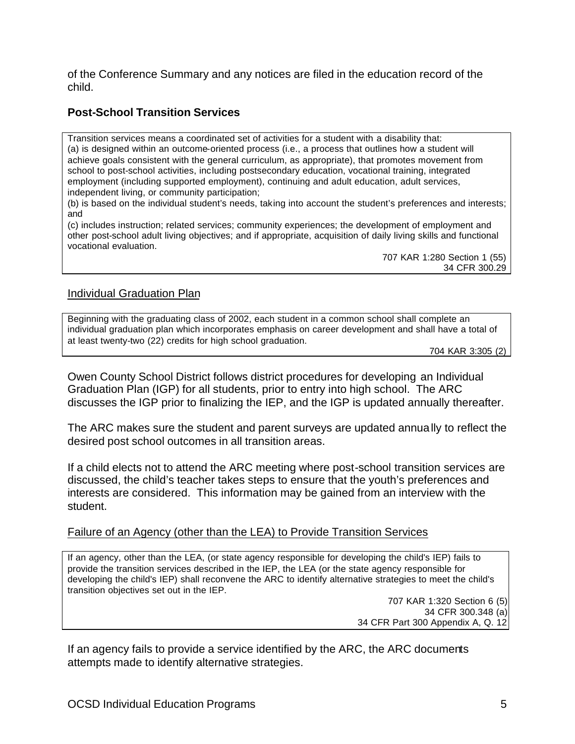of the Conference Summary and any notices are filed in the education record of the child.

## Post-School Transition Services

> Transition services means a coordinated set of activities for a student with a disability that:
> (a) is designed within an outcome-oriented process (i.e., a process that outlines how a student will achieve goals consistent with the general curriculum, as appropriate), that promotes movement from school to post-school activities, including postsecondary education, vocational training, integrated employment (including supported employment), continuing and adult education, adult services, independent living, or community participation;
> (b) is based on the individual student's needs, taking into account the student's preferences and interests; and
> (c) includes instruction; related services; community experiences; the development of employment and other post-school adult living objectives; and if appropriate, acquisition of daily living skills and functional vocational evaluation.
>
> 707 KAR 1:280 Section 1 (55)
> 34 CFR 300.29

### Individual Graduation Plan

> Beginning with the graduating class of 2002, each student in a common school shall complete an individual graduation plan which incorporates emphasis on career development and shall have a total of at least twenty-two (22) credits for high school graduation.
>
> 704 KAR 3:305 (2)

Owen County School District follows district procedures for developing an Individual Graduation Plan (IGP) for all students, prior to entry into high school. The ARC discusses the IGP prior to finalizing the IEP, and the IGP is updated annually thereafter.

The ARC makes sure the student and parent surveys are updated annually to reflect the desired post school outcomes in all transition areas.

If a child elects not to attend the ARC meeting where post-school transition services are discussed, the child's teacher takes steps to ensure that the youth's preferences and interests are considered. This information may be gained from an interview with the student.

### Failure of an Agency (other than the LEA) to Provide Transition Services

> If an agency, other than the LEA, (or state agency responsible for developing the child's IEP) fails to provide the transition services described in the IEP, the LEA (or the state agency responsible for developing the child's IEP) shall reconvene the ARC to identify alternative strategies to meet the child's transition objectives set out in the IEP.
>
> 707 KAR 1:320 Section 6 (5)
> 34 CFR 300.348 (a)
> 34 CFR Part 300 Appendix A, Q. 12

If an agency fails to provide a service identified by the ARC, the ARC documents attempts made to identify alternative strategies.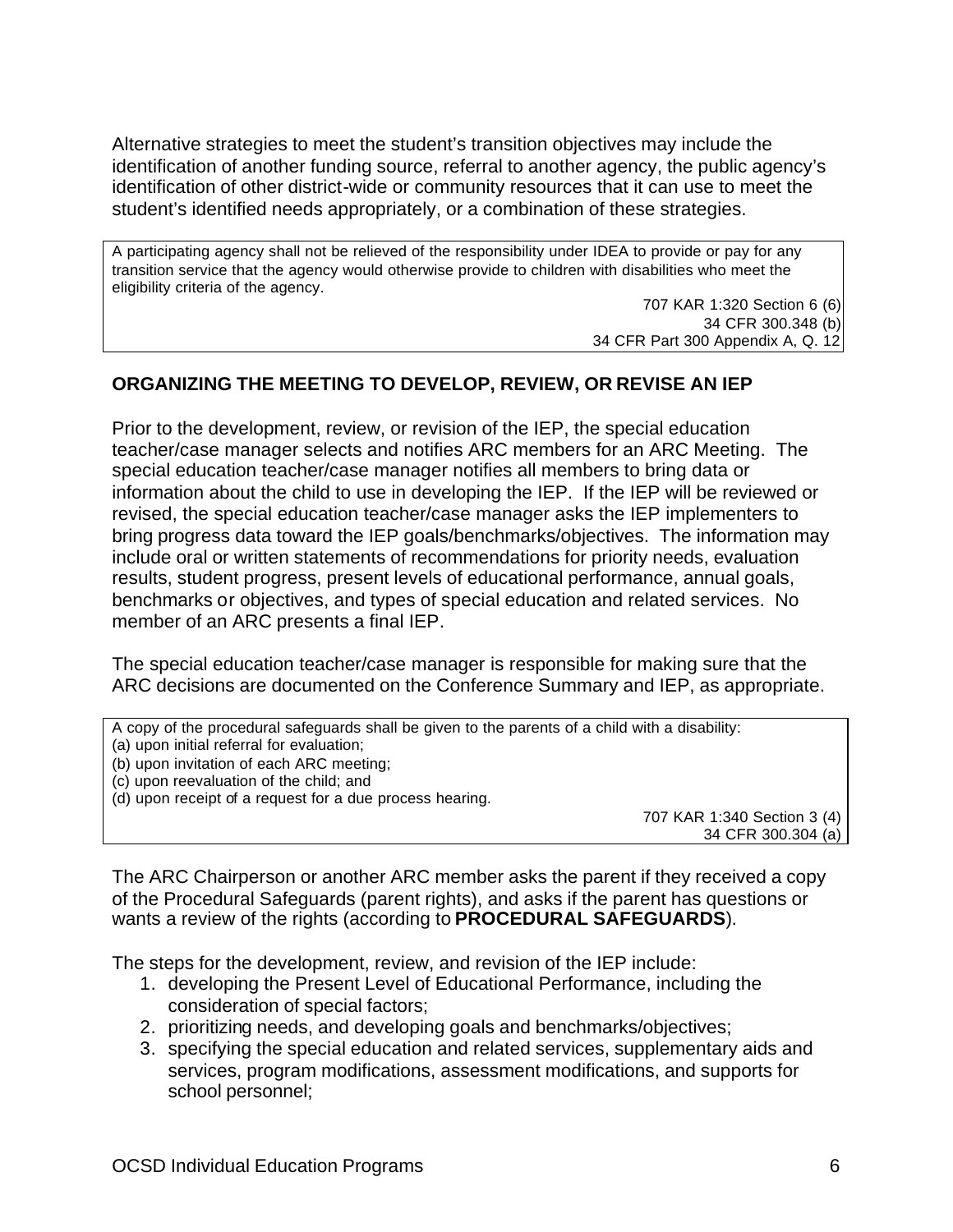Alternative strategies to meet the student's transition objectives may include the identification of another funding source, referral to another agency, the public agency's identification of other district-wide or community resources that it can use to meet the student's identified needs appropriately, or a combination of these strategies.

> A participating agency shall not be relieved of the responsibility under IDEA to provide or pay for any transition service that the agency would otherwise provide to children with disabilities who meet the eligibility criteria of the agency.
>
> 707 KAR 1:320 Section 6 (6)
> 34 CFR 300.348 (b)
> 34 CFR Part 300 Appendix A, Q. 12

## ORGANIZING THE MEETING TO DEVELOP, REVIEW, OR REVISE AN IEP

Prior to the development, review, or revision of the IEP, the special education teacher/case manager selects and notifies ARC members for an ARC Meeting. The special education teacher/case manager notifies all members to bring data or information about the child to use in developing the IEP. If the IEP will be reviewed or revised, the special education teacher/case manager asks the IEP implementers to bring progress data toward the IEP goals/benchmarks/objectives. The information may include oral or written statements of recommendations for priority needs, evaluation results, student progress, present levels of educational performance, annual goals, benchmarks or objectives, and types of special education and related services. No member of an ARC presents a final IEP.

The special education teacher/case manager is responsible for making sure that the ARC decisions are documented on the Conference Summary and IEP, as appropriate.

> A copy of the procedural safeguards shall be given to the parents of a child with a disability:
> (a) upon initial referral for evaluation;
> (b) upon invitation of each ARC meeting;
> (c) upon reevaluation of the child; and
> (d) upon receipt of a request for a due process hearing.
>
> 707 KAR 1:340 Section 3 (4)
> 34 CFR 300.304 (a)

The ARC Chairperson or another ARC member asks the parent if they received a copy of the Procedural Safeguards (parent rights), and asks if the parent has questions or wants a review of the rights (according to **PROCEDURAL SAFEGUARDS**).

The steps for the development, review, and revision of the IEP include:

1. developing the Present Level of Educational Performance, including the consideration of special factors;
2. prioritizing needs, and developing goals and benchmarks/objectives;
3. specifying the special education and related services, supplementary aids and services, program modifications, assessment modifications, and supports for school personnel;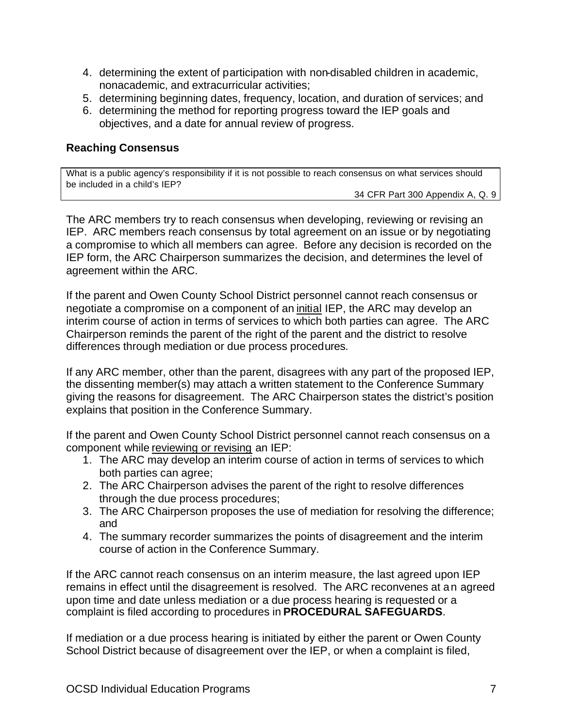4. determining the extent of participation with non-disabled children in academic, nonacademic, and extracurricular activities;
5. determining beginning dates, frequency, location, and duration of services; and
6. determining the method for reporting progress toward the IEP goals and objectives, and a date for annual review of progress.

### Reaching Consensus

| What is a public agency's responsibility if it is not possible to reach consensus on what services should be included in a child's IEP? 34 CFR Part 300 Appendix A, Q. 9 |
|---|

The ARC members try to reach consensus when developing, reviewing or revising an IEP. ARC members reach consensus by total agreement on an issue or by negotiating a compromise to which all members can agree. Before any decision is recorded on the IEP form, the ARC Chairperson summarizes the decision, and determines the level of agreement within the ARC.

If the parent and Owen County School District personnel cannot reach consensus or negotiate a compromise on a component of an <u>initial</u> IEP, the ARC may develop an interim course of action in terms of services to which both parties can agree. The ARC Chairperson reminds the parent of the right of the parent and the district to resolve differences through mediation or due process procedures.

If any ARC member, other than the parent, disagrees with any part of the proposed IEP, the dissenting member(s) may attach a written statement to the Conference Summary giving the reasons for disagreement. The ARC Chairperson states the district's position explains that position in the Conference Summary.

If the parent and Owen County School District personnel cannot reach consensus on a component while <u>reviewing or revising</u> an IEP:

1. The ARC may develop an interim course of action in terms of services to which both parties can agree;
2. The ARC Chairperson advises the parent of the right to resolve differences through the due process procedures;
3. The ARC Chairperson proposes the use of mediation for resolving the difference; and
4. The summary recorder summarizes the points of disagreement and the interim course of action in the Conference Summary.

If the ARC cannot reach consensus on an interim measure, the last agreed upon IEP remains in effect until the disagreement is resolved. The ARC reconvenes at an agreed upon time and date unless mediation or a due process hearing is requested or a complaint is filed according to procedures in **PROCEDURAL SAFEGUARDS**.

If mediation or a due process hearing is initiated by either the parent or Owen County School District because of disagreement over the IEP, or when a complaint is filed,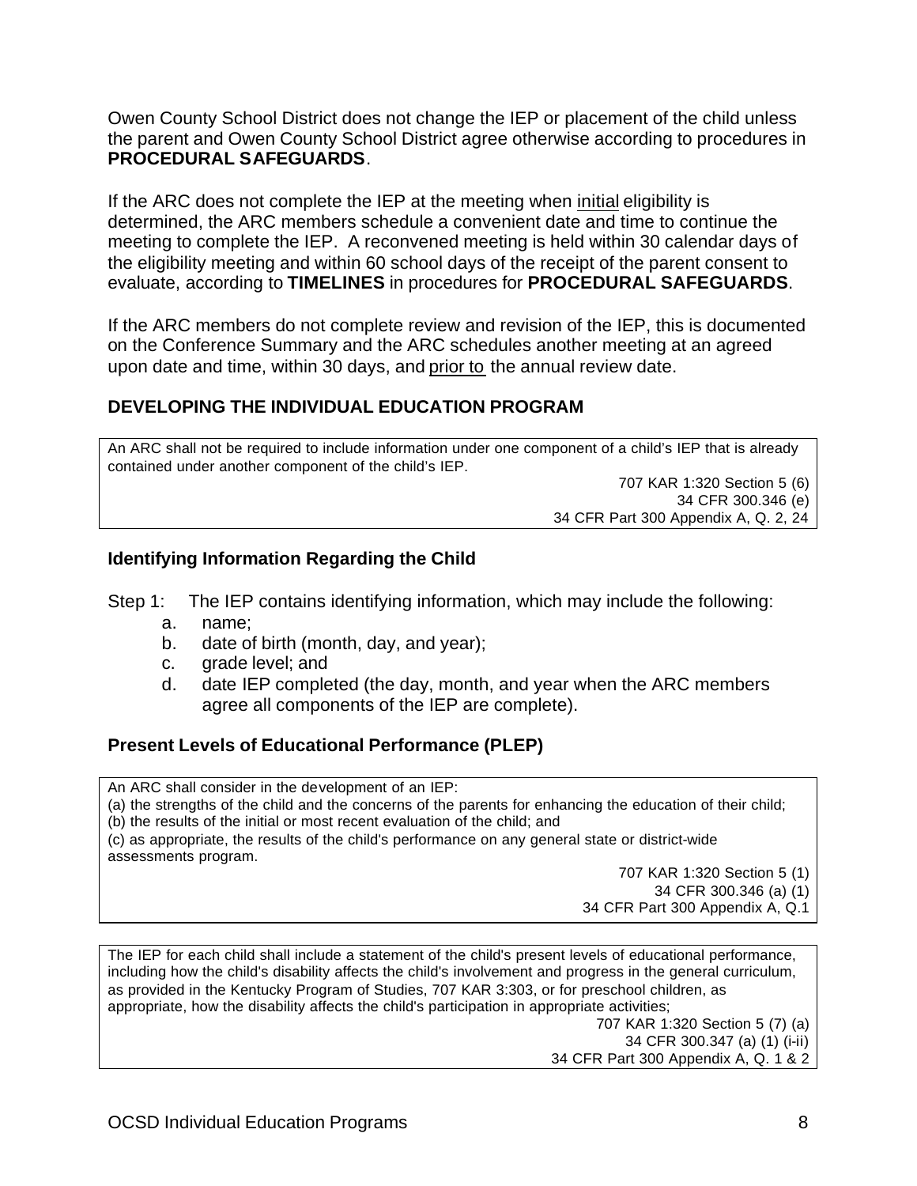Owen County School District does not change the IEP or placement of the child unless the parent and Owen County School District agree otherwise according to procedures in **PROCEDURAL SAFEGUARDS**.

If the ARC does not complete the IEP at the meeting when initial eligibility is determined, the ARC members schedule a convenient date and time to continue the meeting to complete the IEP. A reconvened meeting is held within 30 calendar days of the eligibility meeting and within 60 school days of the receipt of the parent consent to evaluate, according to **TIMELINES** in procedures for **PROCEDURAL SAFEGUARDS**.

If the ARC members do not complete review and revision of the IEP, this is documented on the Conference Summary and the ARC schedules another meeting at an agreed upon date and time, within 30 days, and prior to the annual review date.

## DEVELOPING THE INDIVIDUAL EDUCATION PROGRAM

> An ARC shall not be required to include information under one component of a child's IEP that is already contained under another component of the child's IEP.
>
> 707 KAR 1:320 Section 5 (6)
> 34 CFR 300.346 (e)
> 34 CFR Part 300 Appendix A, Q. 2, 24

### Identifying Information Regarding the Child

Step 1: The IEP contains identifying information, which may include the following:

a. name;
b. date of birth (month, day, and year);
c. grade level; and
d. date IEP completed (the day, month, and year when the ARC members agree all components of the IEP are complete).

### Present Levels of Educational Performance (PLEP)

> An ARC shall consider in the development of an IEP:
> (a) the strengths of the child and the concerns of the parents for enhancing the education of their child;
> (b) the results of the initial or most recent evaluation of the child; and
> (c) as appropriate, the results of the child's performance on any general state or district-wide assessments program.
>
> 707 KAR 1:320 Section 5 (1)
> 34 CFR 300.346 (a) (1)
> 34 CFR Part 300 Appendix A, Q.1

> The IEP for each child shall include a statement of the child's present levels of educational performance, including how the child's disability affects the child's involvement and progress in the general curriculum, as provided in the Kentucky Program of Studies, 707 KAR 3:303, or for preschool children, as appropriate, how the disability affects the child's participation in appropriate activities;
>
> 707 KAR 1:320 Section 5 (7) (a)
> 34 CFR 300.347 (a) (1) (i-ii)
> 34 CFR Part 300 Appendix A, Q. 1 & 2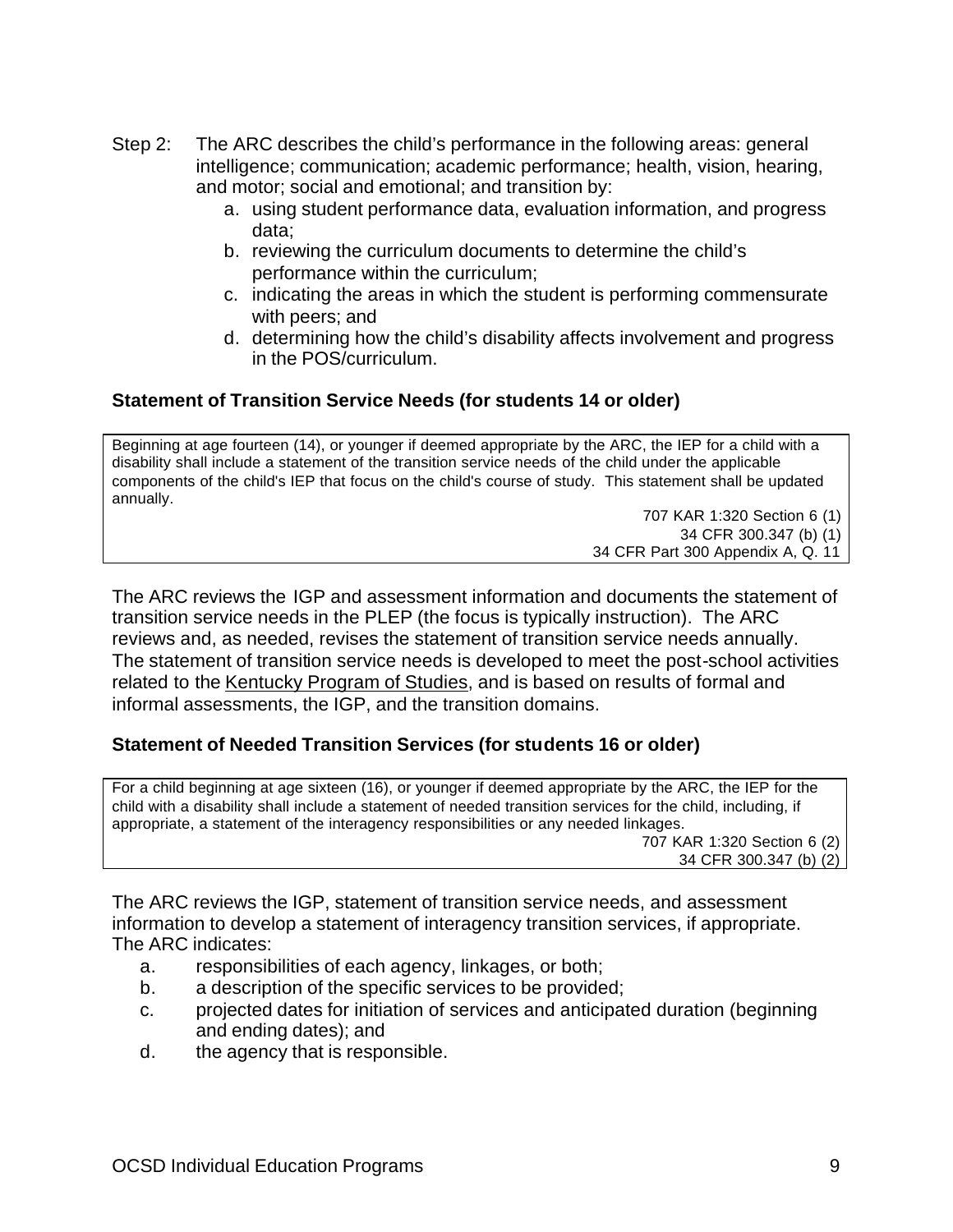Step 2: The ARC describes the child's performance in the following areas: general intelligence; communication; academic performance; health, vision, hearing, and motor; social and emotional; and transition by:

a. using student performance data, evaluation information, and progress data;
b. reviewing the curriculum documents to determine the child's performance within the curriculum;
c. indicating the areas in which the student is performing commensurate with peers; and
d. determining how the child's disability affects involvement and progress in the POS/curriculum.

### Statement of Transition Service Needs (for students 14 or older)

> Beginning at age fourteen (14), or younger if deemed appropriate by the ARC, the IEP for a child with a disability shall include a statement of the transition service needs of the child under the applicable components of the child's IEP that focus on the child's course of study. This statement shall be updated annually.
>
> 707 KAR 1:320 Section 6 (1)
> 34 CFR 300.347 (b) (1)
> 34 CFR Part 300 Appendix A, Q. 11

The ARC reviews the IGP and assessment information and documents the statement of transition service needs in the PLEP (the focus is typically instruction). The ARC reviews and, as needed, revises the statement of transition service needs annually. The statement of transition service needs is developed to meet the post-school activities related to the Kentucky Program of Studies, and is based on results of formal and informal assessments, the IGP, and the transition domains.

### Statement of Needed Transition Services (for students 16 or older)

> For a child beginning at age sixteen (16), or younger if deemed appropriate by the ARC, the IEP for the child with a disability shall include a statement of needed transition services for the child, including, if appropriate, a statement of the interagency responsibilities or any needed linkages.
>
> 707 KAR 1:320 Section 6 (2)
> 34 CFR 300.347 (b) (2)

The ARC reviews the IGP, statement of transition service needs, and assessment information to develop a statement of interagency transition services, if appropriate. The ARC indicates:

a. responsibilities of each agency, linkages, or both;
b. a description of the specific services to be provided;
c. projected dates for initiation of services and anticipated duration (beginning and ending dates); and
d. the agency that is responsible.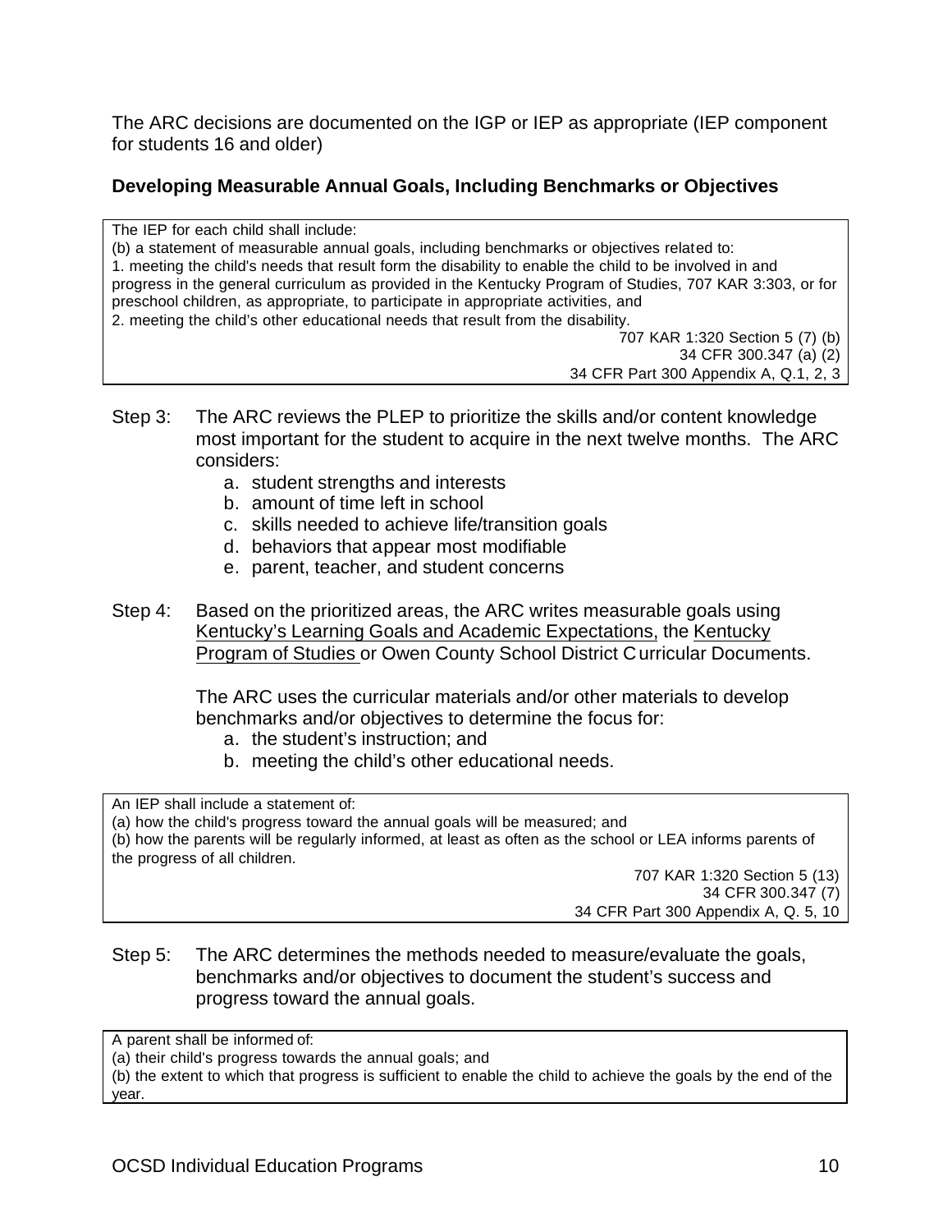The ARC decisions are documented on the IGP or IEP as appropriate (IEP component for students 16 and older)

### Developing Measurable Annual Goals, Including Benchmarks or Objectives

> The IEP for each child shall include:
> (b) a statement of measurable annual goals, including benchmarks or objectives related to:
> 1. meeting the child's needs that result form the disability to enable the child to be involved in and progress in the general curriculum as provided in the Kentucky Program of Studies, 707 KAR 3:303, or for preschool children, as appropriate, to participate in appropriate activities, and
> 2. meeting the child's other educational needs that result from the disability.
>
> 707 KAR 1:320 Section 5 (7) (b)
> 34 CFR 300.347 (a) (2)
> 34 CFR Part 300 Appendix A, Q.1, 2, 3

Step 3: The ARC reviews the PLEP to prioritize the skills and/or content knowledge most important for the student to acquire in the next twelve months. The ARC considers:

a. student strengths and interests
b. amount of time left in school
c. skills needed to achieve life/transition goals
d. behaviors that appear most modifiable
e. parent, teacher, and student concerns

Step 4: Based on the prioritized areas, the ARC writes measurable goals using Kentucky's Learning Goals and Academic Expectations, the Kentucky Program of Studies or Owen County School District Curricular Documents.

The ARC uses the curricular materials and/or other materials to develop benchmarks and/or objectives to determine the focus for:

a. the student's instruction; and
b. meeting the child's other educational needs.

> An IEP shall include a statement of:
> (a) how the child's progress toward the annual goals will be measured; and
> (b) how the parents will be regularly informed, at least as often as the school or LEA informs parents of the progress of all children.
>
> 707 KAR 1:320 Section 5 (13)
> 34 CFR 300.347 (7)
> 34 CFR Part 300 Appendix A, Q. 5, 10

Step 5: The ARC determines the methods needed to measure/evaluate the goals, benchmarks and/or objectives to document the student's success and progress toward the annual goals.

> A parent shall be informed of:
> (a) their child's progress towards the annual goals; and
> (b) the extent to which that progress is sufficient to enable the child to achieve the goals by the end of the year.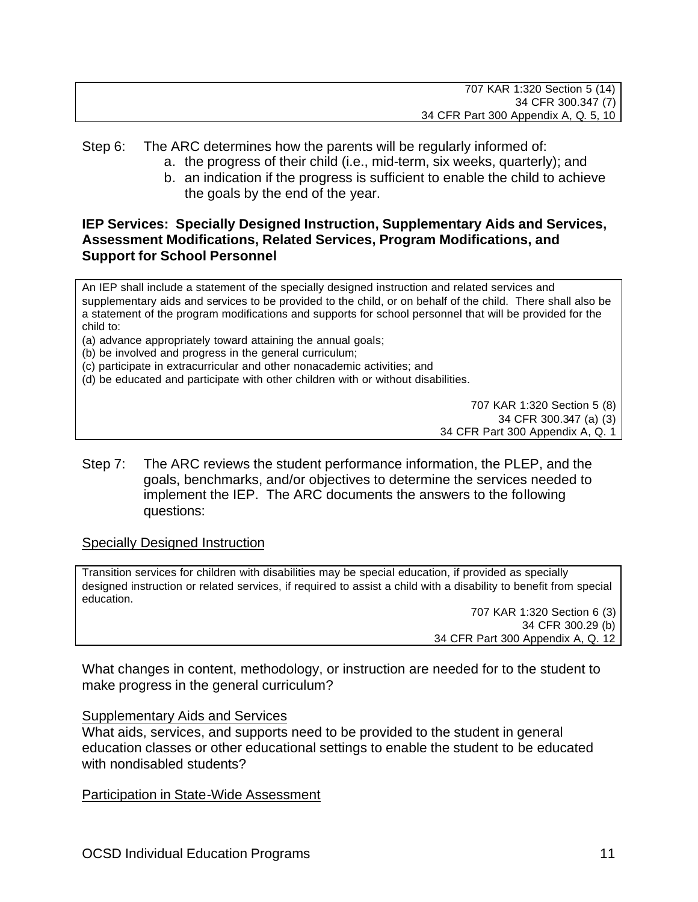707 KAR 1:320 Section 5 (14)
34 CFR 300.347 (7)
34 CFR Part 300 Appendix A, Q. 5, 10

Step 6: The ARC determines how the parents will be regularly informed of:

a. the progress of their child (i.e., mid-term, six weeks, quarterly); and
b. an indication if the progress is sufficient to enable the child to achieve the goals by the end of the year.

**IEP Services: Specially Designed Instruction, Supplementary Aids and Services, Assessment Modifications, Related Services, Program Modifications, and Support for School Personnel**

An IEP shall include a statement of the specially designed instruction and related services and supplementary aids and services to be provided to the child, or on behalf of the child. There shall also be a statement of the program modifications and supports for school personnel that will be provided for the child to:

(a) advance appropriately toward attaining the annual goals;
(b) be involved and progress in the general curriculum;
(c) participate in extracurricular and other nonacademic activities; and
(d) be educated and participate with other children with or without disabilities.

707 KAR 1:320 Section 5 (8)
34 CFR 300.347 (a) (3)
34 CFR Part 300 Appendix A, Q. 1

Step 7: The ARC reviews the student performance information, the PLEP, and the goals, benchmarks, and/or objectives to determine the services needed to implement the IEP. The ARC documents the answers to the following questions:

<u>Specially Designed Instruction</u>

Transition services for children with disabilities may be special education, if provided as specially designed instruction or related services, if required to assist a child with a disability to benefit from special education.

707 KAR 1:320 Section 6 (3)
34 CFR 300.29 (b)
34 CFR Part 300 Appendix A, Q. 12

What changes in content, methodology, or instruction are needed for to the student to make progress in the general curriculum?

<u>Supplementary Aids and Services</u>

What aids, services, and supports need to be provided to the student in general education classes or other educational settings to enable the student to be educated with nondisabled students?

<u>Participation in State-Wide Assessment</u>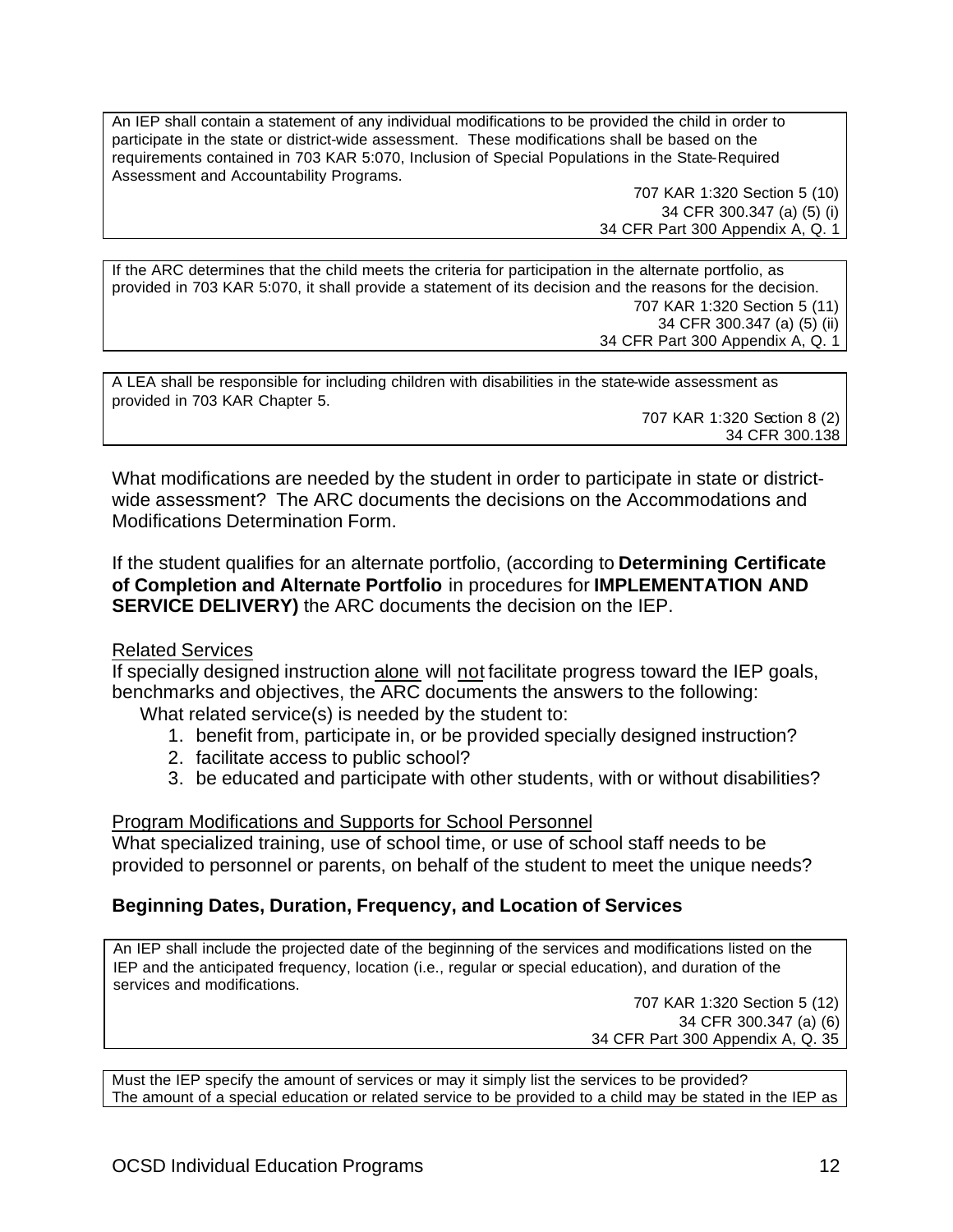> An IEP shall contain a statement of any individual modifications to be provided the child in order to participate in the state or district-wide assessment. These modifications shall be based on the requirements contained in 703 KAR 5:070, Inclusion of Special Populations in the State-Required Assessment and Accountability Programs.
>
> 707 KAR 1:320 Section 5 (10)
> 34 CFR 300.347 (a) (5) (i)
> 34 CFR Part 300 Appendix A, Q. 1

> If the ARC determines that the child meets the criteria for participation in the alternate portfolio, as provided in 703 KAR 5:070, it shall provide a statement of its decision and the reasons for the decision.
>
> 707 KAR 1:320 Section 5 (11)
> 34 CFR 300.347 (a) (5) (ii)
> 34 CFR Part 300 Appendix A, Q. 1

> A LEA shall be responsible for including children with disabilities in the state-wide assessment as provided in 703 KAR Chapter 5.
>
> 707 KAR 1:320 Section 8 (2)
> 34 CFR 300.138

What modifications are needed by the student in order to participate in state or district-wide assessment? The ARC documents the decisions on the Accommodations and Modifications Determination Form.

If the student qualifies for an alternate portfolio, (according to **Determining Certificate of Completion and Alternate Portfolio** in procedures for **IMPLEMENTATION AND SERVICE DELIVERY)** the ARC documents the decision on the IEP.

<u>Related Services</u>

If specially designed instruction <u>alone</u> will <u>not</u> facilitate progress toward the IEP goals, benchmarks and objectives, the ARC documents the answers to the following:

What related service(s) is needed by the student to:

1. benefit from, participate in, or be provided specially designed instruction?
2. facilitate access to public school?
3. be educated and participate with other students, with or without disabilities?

<u>Program Modifications and Supports for School Personnel</u>

What specialized training, use of school time, or use of school staff needs to be provided to personnel or parents, on behalf of the student to meet the unique needs?

### Beginning Dates, Duration, Frequency, and Location of Services

> An IEP shall include the projected date of the beginning of the services and modifications listed on the IEP and the anticipated frequency, location (i.e., regular or special education), and duration of the services and modifications.
>
> 707 KAR 1:320 Section 5 (12)
> 34 CFR 300.347 (a) (6)
> 34 CFR Part 300 Appendix A, Q. 35

> Must the IEP specify the amount of services or may it simply list the services to be provided?
> The amount of a special education or related service to be provided to a child may be stated in the IEP as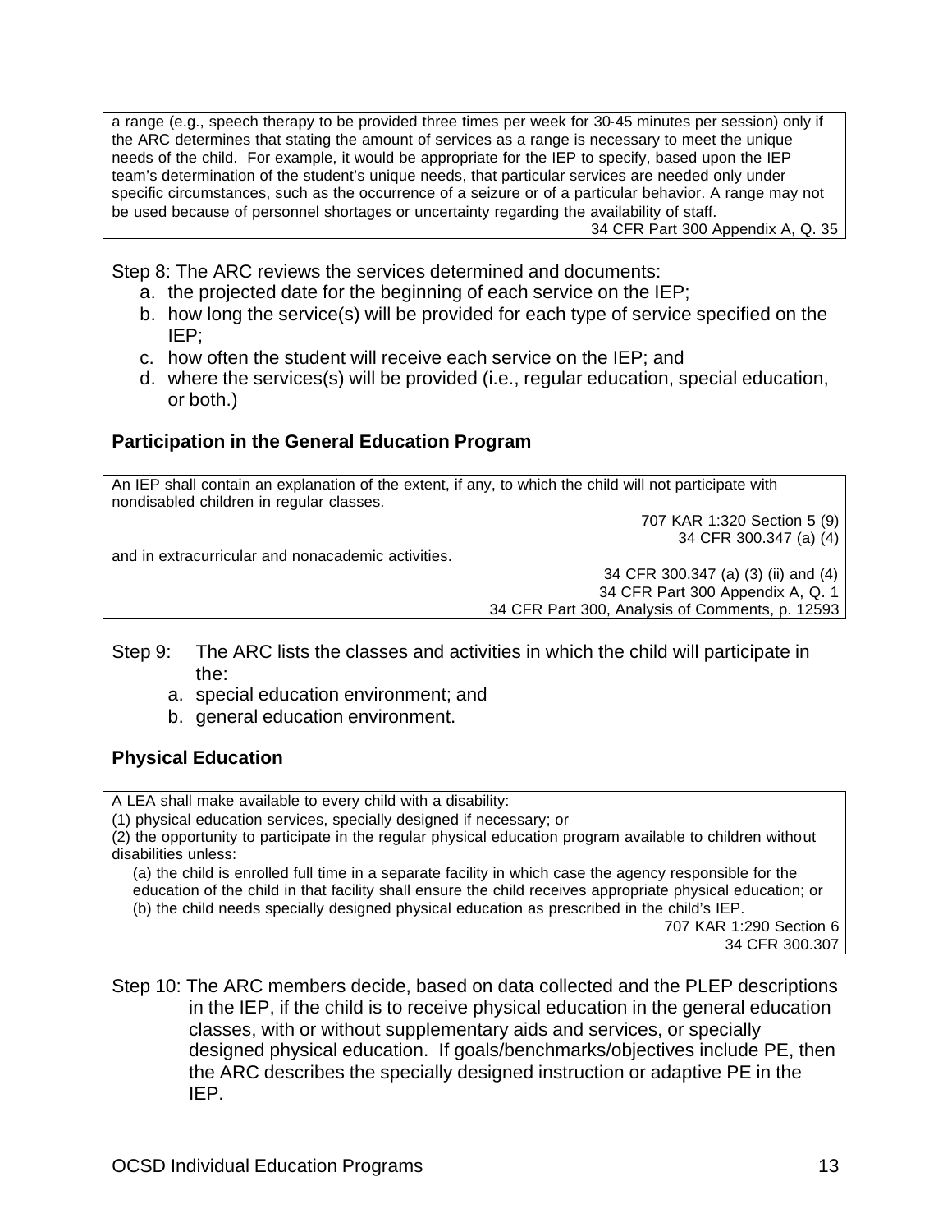a range (e.g., speech therapy to be provided three times per week for 30-45 minutes per session) only if the ARC determines that stating the amount of services as a range is necessary to meet the unique needs of the child. For example, it would be appropriate for the IEP to specify, based upon the IEP team's determination of the student's unique needs, that particular services are needed only under specific circumstances, such as the occurrence of a seizure or of a particular behavior. A range may not be used because of personnel shortages or uncertainty regarding the availability of staff.

34 CFR Part 300 Appendix A, Q. 35

Step 8: The ARC reviews the services determined and documents:

a. the projected date for the beginning of each service on the IEP;
b. how long the service(s) will be provided for each type of service specified on the IEP;
c. how often the student will receive each service on the IEP; and
d. where the services(s) will be provided (i.e., regular education, special education, or both.)

### Participation in the General Education Program

An IEP shall contain an explanation of the extent, if any, to which the child will not participate with nondisabled children in regular classes.

707 KAR 1:320 Section 5 (9)
34 CFR 300.347 (a) (4)

and in extracurricular and nonacademic activities.

34 CFR 300.347 (a) (3) (ii) and (4)
34 CFR Part 300 Appendix A, Q. 1
34 CFR Part 300, Analysis of Comments, p. 12593

Step 9: The ARC lists the classes and activities in which the child will participate in the:

a. special education environment; and
b. general education environment.

### Physical Education

A LEA shall make available to every child with a disability:
(1) physical education services, specially designed if necessary; or
(2) the opportunity to participate in the regular physical education program available to children without disabilities unless:
(a) the child is enrolled full time in a separate facility in which case the agency responsible for the education of the child in that facility shall ensure the child receives appropriate physical education; or
(b) the child needs specially designed physical education as prescribed in the child's IEP.

707 KAR 1:290 Section 6
34 CFR 300.307

Step 10: The ARC members decide, based on data collected and the PLEP descriptions in the IEP, if the child is to receive physical education in the general education classes, with or without supplementary aids and services, or specially designed physical education. If goals/benchmarks/objectives include PE, then the ARC describes the specially designed instruction or adaptive PE in the IEP.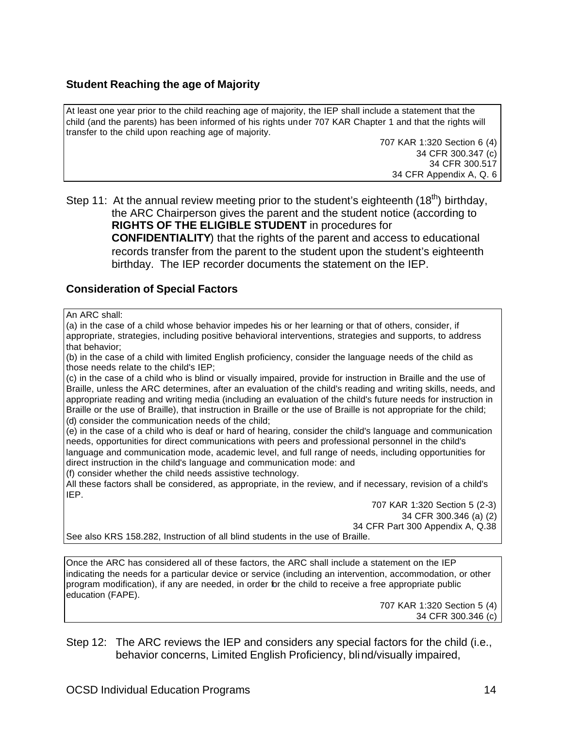### Student Reaching the age of Majority

> At least one year prior to the child reaching age of majority, the IEP shall include a statement that the child (and the parents) has been informed of his rights under 707 KAR Chapter 1 and that the rights will transfer to the child upon reaching age of majority.
>
> 707 KAR 1:320 Section 6 (4)
> 34 CFR 300.347 (c)
> 34 CFR 300.517
> 34 CFR Appendix A, Q. 6

Step 11: At the annual review meeting prior to the student's eighteenth (18th) birthday, the ARC Chairperson gives the parent and the student notice (according to **RIGHTS OF THE ELIGIBLE STUDENT** in procedures for **CONFIDENTIALITY**) that the rights of the parent and access to educational records transfer from the parent to the student upon the student's eighteenth birthday. The IEP recorder documents the statement on the IEP.

### Consideration of Special Factors

> An ARC shall:
> (a) in the case of a child whose behavior impedes his or her learning or that of others, consider, if appropriate, strategies, including positive behavioral interventions, strategies and supports, to address that behavior;
> (b) in the case of a child with limited English proficiency, consider the language needs of the child as those needs relate to the child's IEP;
> (c) in the case of a child who is blind or visually impaired, provide for instruction in Braille and the use of Braille, unless the ARC determines, after an evaluation of the child's reading and writing skills, needs, and appropriate reading and writing media (including an evaluation of the child's future needs for instruction in Braille or the use of Braille), that instruction in Braille or the use of Braille is not appropriate for the child;
> (d) consider the communication needs of the child;
> (e) in the case of a child who is deaf or hard of hearing, consider the child's language and communication needs, opportunities for direct communications with peers and professional personnel in the child's language and communication mode, academic level, and full range of needs, including opportunities for direct instruction in the child's language and communication mode: and
> (f) consider whether the child needs assistive technology.
> All these factors shall be considered, as appropriate, in the review, and if necessary, revision of a child's IEP.
>
> 707 KAR 1:320 Section 5 (2-3)
> 34 CFR 300.346 (a) (2)
> 34 CFR Part 300 Appendix A, Q.38
>
> See also KRS 158.282, Instruction of all blind students in the use of Braille.

> Once the ARC has considered all of these factors, the ARC shall include a statement on the IEP indicating the needs for a particular device or service (including an intervention, accommodation, or other program modification), if any are needed, in order for the child to receive a free appropriate public education (FAPE).
>
> 707 KAR 1:320 Section 5 (4)
> 34 CFR 300.346 (c)

Step 12: The ARC reviews the IEP and considers any special factors for the child (i.e., behavior concerns, Limited English Proficiency, blind/visually impaired,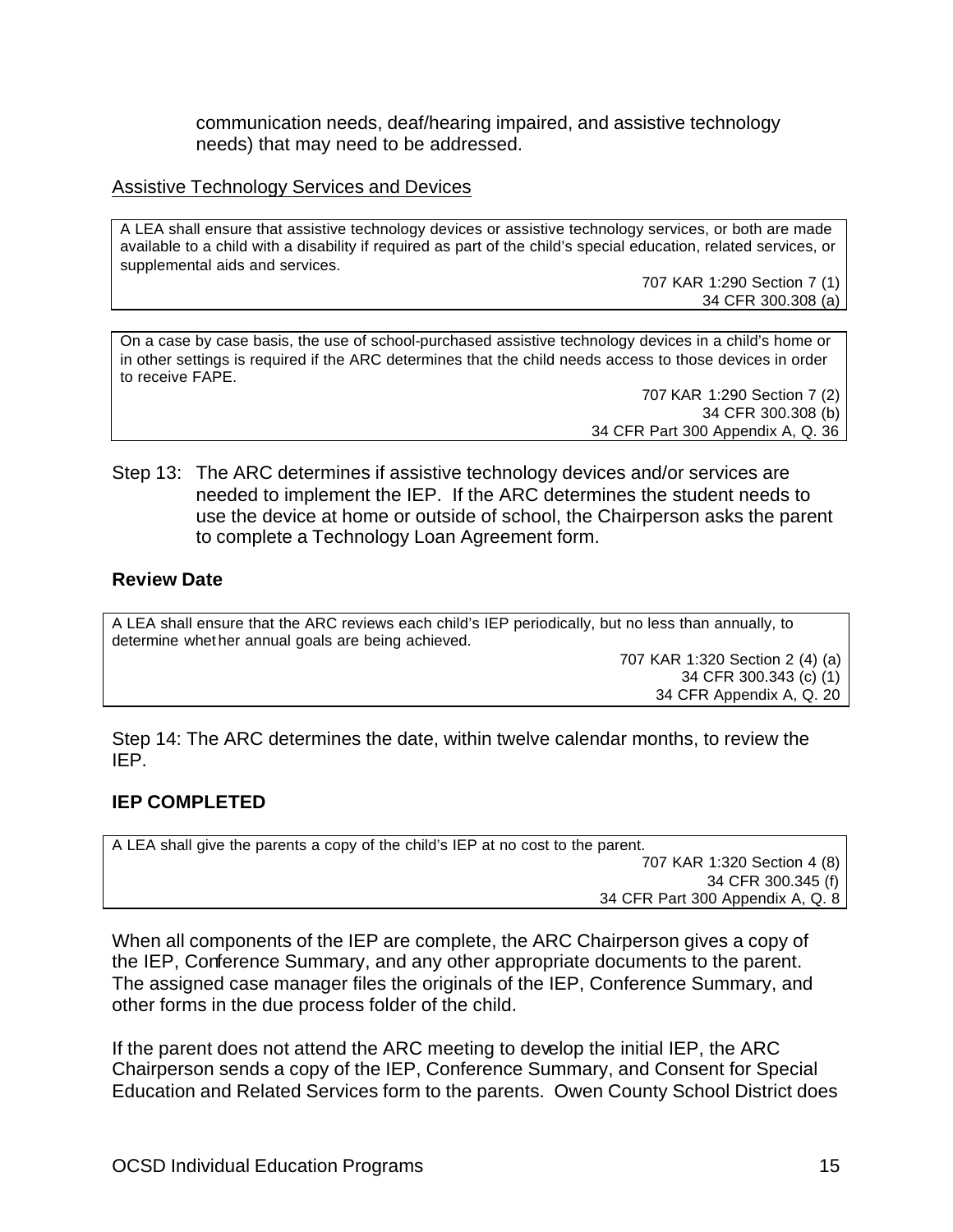communication needs, deaf/hearing impaired, and assistive technology needs) that may need to be addressed.

Assistive Technology Services and Devices

> A LEA shall ensure that assistive technology devices or assistive technology services, or both are made available to a child with a disability if required as part of the child's special education, related services, or supplemental aids and services.
>
> 707 KAR 1:290 Section 7 (1)
> 34 CFR 300.308 (a)

> On a case by case basis, the use of school-purchased assistive technology devices in a child's home or in other settings is required if the ARC determines that the child needs access to those devices in order to receive FAPE.
>
> 707 KAR 1:290 Section 7 (2)
> 34 CFR 300.308 (b)
> 34 CFR Part 300 Appendix A, Q. 36

Step 13: The ARC determines if assistive technology devices and/or services are needed to implement the IEP. If the ARC determines the student needs to use the device at home or outside of school, the Chairperson asks the parent to complete a Technology Loan Agreement form.

**Review Date**

> A LEA shall ensure that the ARC reviews each child's IEP periodically, but no less than annually, to determine whether annual goals are being achieved.
>
> 707 KAR 1:320 Section 2 (4) (a)
> 34 CFR 300.343 (c) (1)
> 34 CFR Appendix A, Q. 20

Step 14: The ARC determines the date, within twelve calendar months, to review the IEP.

**IEP COMPLETED**

> A LEA shall give the parents a copy of the child's IEP at no cost to the parent.
>
> 707 KAR 1:320 Section 4 (8)
> 34 CFR 300.345 (f)
> 34 CFR Part 300 Appendix A, Q. 8

When all components of the IEP are complete, the ARC Chairperson gives a copy of the IEP, Conference Summary, and any other appropriate documents to the parent. The assigned case manager files the originals of the IEP, Conference Summary, and other forms in the due process folder of the child.

If the parent does not attend the ARC meeting to develop the initial IEP, the ARC Chairperson sends a copy of the IEP, Conference Summary, and Consent for Special Education and Related Services form to the parents. Owen County School District does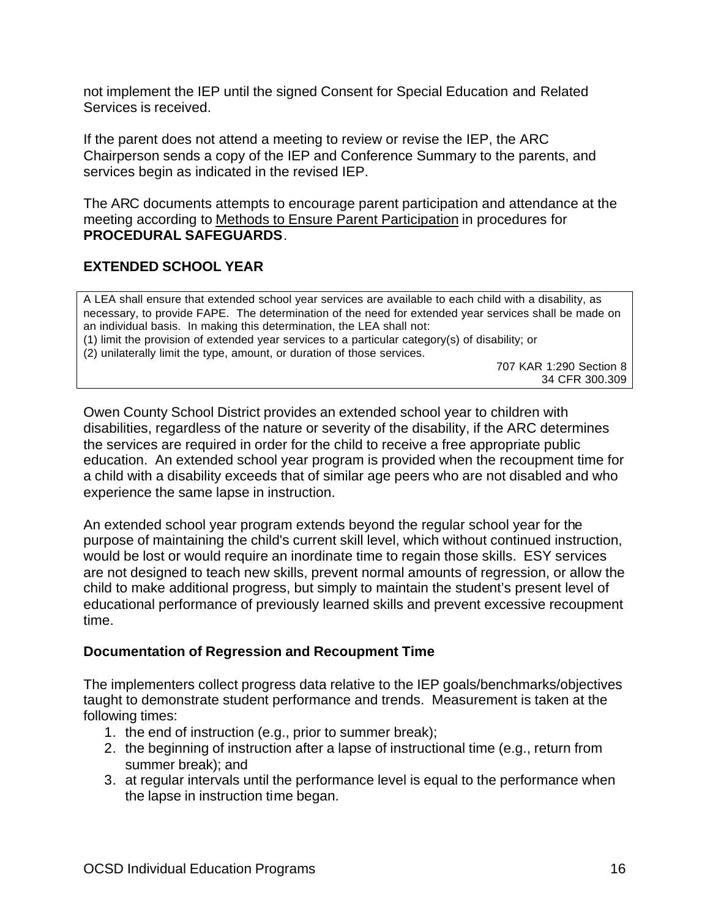not implement the IEP until the signed Consent for Special Education and Related Services is received.

If the parent does not attend a meeting to review or revise the IEP, the ARC Chairperson sends a copy of the IEP and Conference Summary to the parents, and services begin as indicated in the revised IEP.

The ARC documents attempts to encourage parent participation and attendance at the meeting according to Methods to Ensure Parent Participation in procedures for **PROCEDURAL SAFEGUARDS**.

## EXTENDED SCHOOL YEAR

> A LEA shall ensure that extended school year services are available to each child with a disability, as necessary, to provide FAPE. The determination of the need for extended year services shall be made on an individual basis. In making this determination, the LEA shall not:
> (1) limit the provision of extended year services to a particular category(s) of disability; or
> (2) unilaterally limit the type, amount, or duration of those services.
>
> 707 KAR 1:290 Section 8
> 34 CFR 300.309

Owen County School District provides an extended school year to children with disabilities, regardless of the nature or severity of the disability, if the ARC determines the services are required in order for the child to receive a free appropriate public education. An extended school year program is provided when the recoupment time for a child with a disability exceeds that of similar age peers who are not disabled and who experience the same lapse in instruction.

An extended school year program extends beyond the regular school year for the purpose of maintaining the child's current skill level, which without continued instruction, would be lost or would require an inordinate time to regain those skills. ESY services are not designed to teach new skills, prevent normal amounts of regression, or allow the child to make additional progress, but simply to maintain the student's present level of educational performance of previously learned skills and prevent excessive recoupment time.

### Documentation of Regression and Recoupment Time

The implementers collect progress data relative to the IEP goals/benchmarks/objectives taught to demonstrate student performance and trends. Measurement is taken at the following times:

1. the end of instruction (e.g., prior to summer break);
2. the beginning of instruction after a lapse of instructional time (e.g., return from summer break); and
3. at regular intervals until the performance level is equal to the performance when the lapse in instruction time began.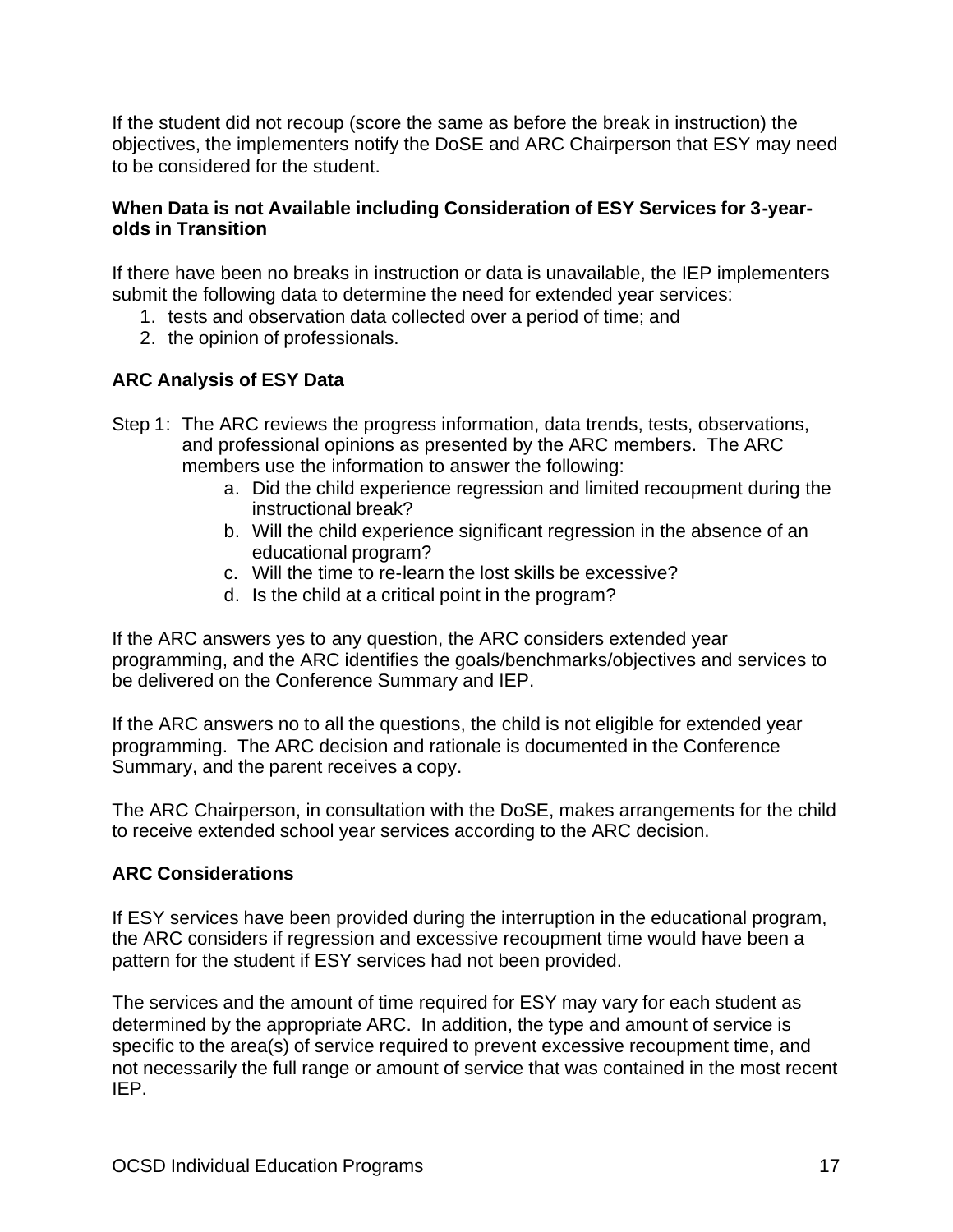If the student did not recoup (score the same as before the break in instruction) the objectives, the implementers notify the DoSE and ARC Chairperson that ESY may need to be considered for the student.

**When Data is not Available including Consideration of ESY Services for 3-year-olds in Transition**

If there have been no breaks in instruction or data is unavailable, the IEP implementers submit the following data to determine the need for extended year services:

1. tests and observation data collected over a period of time; and
2. the opinion of professionals.

**ARC Analysis of ESY Data**

Step 1: The ARC reviews the progress information, data trends, tests, observations, and professional opinions as presented by the ARC members. The ARC members use the information to answer the following:

a. Did the child experience regression and limited recoupment during the instructional break?
b. Will the child experience significant regression in the absence of an educational program?
c. Will the time to re-learn the lost skills be excessive?
d. Is the child at a critical point in the program?

If the ARC answers yes to any question, the ARC considers extended year programming, and the ARC identifies the goals/benchmarks/objectives and services to be delivered on the Conference Summary and IEP.

If the ARC answers no to all the questions, the child is not eligible for extended year programming. The ARC decision and rationale is documented in the Conference Summary, and the parent receives a copy.

The ARC Chairperson, in consultation with the DoSE, makes arrangements for the child to receive extended school year services according to the ARC decision.

**ARC Considerations**

If ESY services have been provided during the interruption in the educational program, the ARC considers if regression and excessive recoupment time would have been a pattern for the student if ESY services had not been provided.

The services and the amount of time required for ESY may vary for each student as determined by the appropriate ARC. In addition, the type and amount of service is specific to the area(s) of service required to prevent excessive recoupment time, and not necessarily the full range or amount of service that was contained in the most recent IEP.